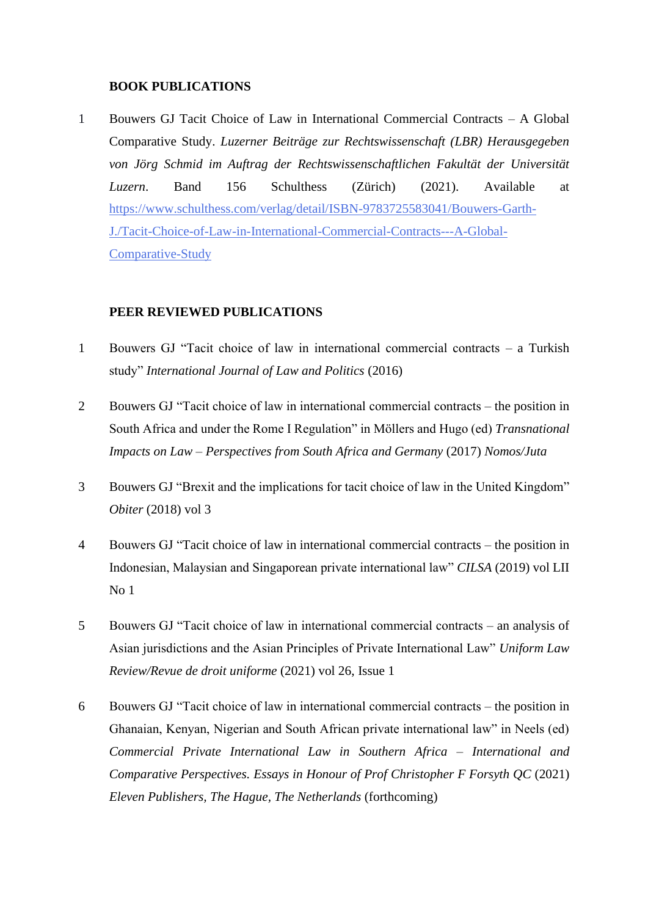**BOOK PUBLICATIONS**

1. Bouwers GJ Tacit Choice of Law in International Commercial Contracts – A Global Comparative Study. *Luzerner Beiträge zur Rechtswissenschaft (LBR) Herausgegeben von Jörg Schmid im Auftrag der Rechtswissenschaftlichen Fakultät der Universität Luzern*. Band 156 Schulthess (Zürich) (2021). Available at https://www.schulthess.com/verlag/detail/ISBN-9783725583041/Bouwers-Garth-J./Tacit-Choice-of-Law-in-International-Commercial-Contracts---A-Global-Comparative-Study

**PEER REVIEWED PUBLICATIONS**

1. Bouwers GJ "Tacit choice of law in international commercial contracts – a Turkish study" *International Journal of Law and Politics* (2016)

2. Bouwers GJ "Tacit choice of law in international commercial contracts – the position in South Africa and under the Rome I Regulation" in Möllers and Hugo (ed) *Transnational Impacts on Law – Perspectives from South Africa and Germany* (2017) *Nomos/Juta*

3. Bouwers GJ "Brexit and the implications for tacit choice of law in the United Kingdom" *Obiter* (2018) vol 3

4. Bouwers GJ "Tacit choice of law in international commercial contracts – the position in Indonesian, Malaysian and Singaporean private international law" *CILSA* (2019) vol LII No 1

5. Bouwers GJ "Tacit choice of law in international commercial contracts – an analysis of Asian jurisdictions and the Asian Principles of Private International Law" *Uniform Law Review/Revue de droit uniforme* (2021) vol 26, Issue 1

6. Bouwers GJ "Tacit choice of law in international commercial contracts – the position in Ghanaian, Kenyan, Nigerian and South African private international law" in Neels (ed) *Commercial Private International Law in Southern Africa – International and Comparative Perspectives. Essays in Honour of Prof Christopher F Forsyth QC* (2021) *Eleven Publishers, The Hague, The Netherlands* (forthcoming)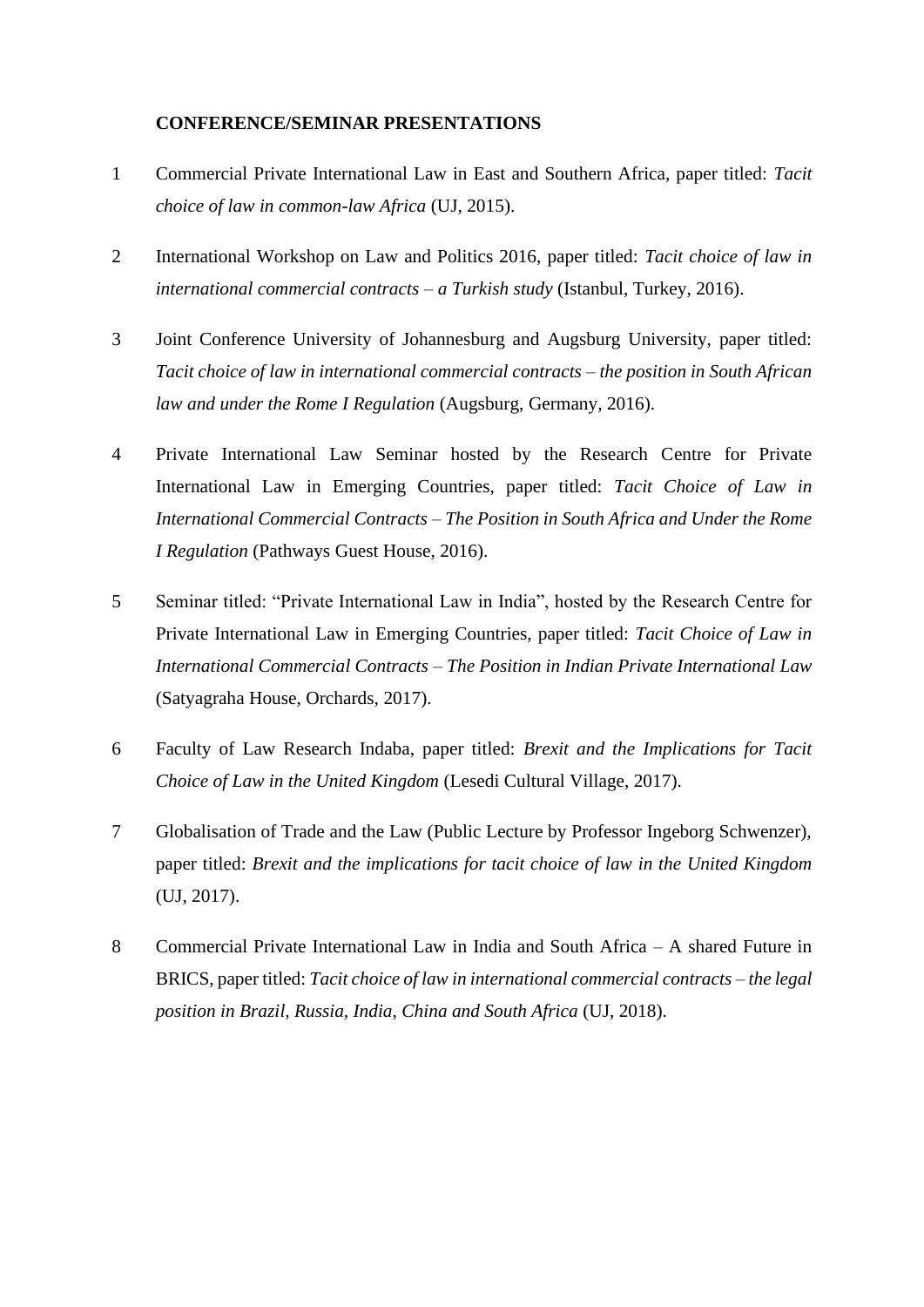**CONFERENCE/SEMINAR PRESENTATIONS**

1. Commercial Private International Law in East and Southern Africa, paper titled: *Tacit choice of law in common-law Africa* (UJ, 2015).

2. International Workshop on Law and Politics 2016, paper titled: *Tacit choice of law in international commercial contracts – a Turkish study* (Istanbul, Turkey, 2016).

3. Joint Conference University of Johannesburg and Augsburg University, paper titled: *Tacit choice of law in international commercial contracts – the position in South African law and under the Rome I Regulation* (Augsburg, Germany, 2016).

4. Private International Law Seminar hosted by the Research Centre for Private International Law in Emerging Countries, paper titled: *Tacit Choice of Law in International Commercial Contracts – The Position in South Africa and Under the Rome I Regulation* (Pathways Guest House, 2016).

5. Seminar titled: "Private International Law in India", hosted by the Research Centre for Private International Law in Emerging Countries, paper titled: *Tacit Choice of Law in International Commercial Contracts – The Position in Indian Private International Law* (Satyagraha House, Orchards, 2017).

6. Faculty of Law Research Indaba, paper titled: *Brexit and the Implications for Tacit Choice of Law in the United Kingdom* (Lesedi Cultural Village, 2017).

7. Globalisation of Trade and the Law (Public Lecture by Professor Ingeborg Schwenzer), paper titled: *Brexit and the implications for tacit choice of law in the United Kingdom* (UJ, 2017).

8. Commercial Private International Law in India and South Africa – A shared Future in BRICS, paper titled: *Tacit choice of law in international commercial contracts – the legal position in Brazil, Russia, India, China and South Africa* (UJ, 2018).